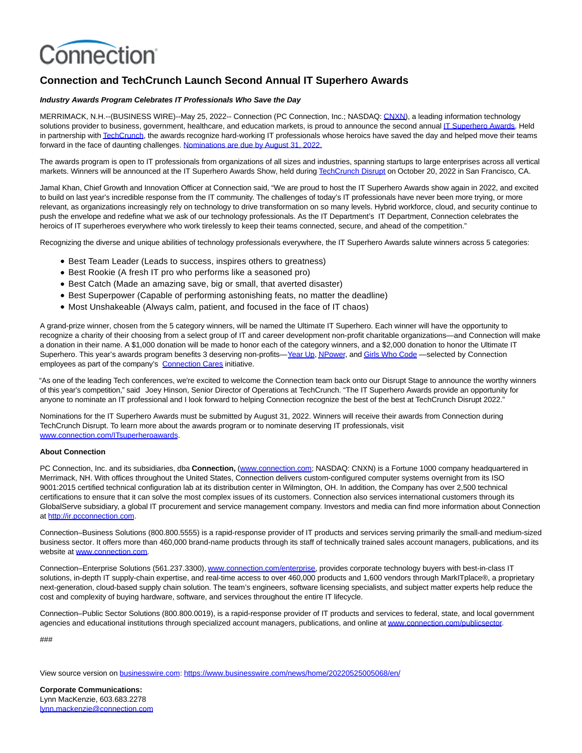Connection

# Connection and TechCrunch Launch Second Annual IT Superhero Awards

***Industry Awards Program Celebrates IT Professionals Who Save the Day***

MERRIMACK, N.H.--(BUSINESS WIRE)--May 25, 2022-- Connection (PC Connection, Inc.; NASDAQ: CNXN), a leading information technology solutions provider to business, government, healthcare, and education markets, is proud to announce the second annual IT Superhero Awards. Held in partnership with TechCrunch, the awards recognize hard-working IT professionals whose heroics have saved the day and helped move their teams forward in the face of daunting challenges. Nominations are due by August 31, 2022.

The awards program is open to IT professionals from organizations of all sizes and industries, spanning startups to large enterprises across all vertical markets. Winners will be announced at the IT Superhero Awards Show, held during TechCrunch Disrupt on October 20, 2022 in San Francisco, CA.

Jamal Khan, Chief Growth and Innovation Officer at Connection said, "We are proud to host the IT Superhero Awards show again in 2022, and excited to build on last year's incredible response from the IT community. The challenges of today's IT professionals have never been more trying, or more relevant, as organizations increasingly rely on technology to drive transformation on so many levels. Hybrid workforce, cloud, and security continue to push the envelope and redefine what we ask of our technology professionals. As the IT Department's IT Department, Connection celebrates the heroics of IT superheroes everywhere who work tirelessly to keep their teams connected, secure, and ahead of the competition."

Recognizing the diverse and unique abilities of technology professionals everywhere, the IT Superhero Awards salute winners across 5 categories:

- Best Team Leader (Leads to success, inspires others to greatness)
- Best Rookie (A fresh IT pro who performs like a seasoned pro)
- Best Catch (Made an amazing save, big or small, that averted disaster)
- Best Superpower (Capable of performing astonishing feats, no matter the deadline)
- Most Unshakeable (Always calm, patient, and focused in the face of IT chaos)

A grand-prize winner, chosen from the 5 category winners, will be named the Ultimate IT Superhero. Each winner will have the opportunity to recognize a charity of their choosing from a select group of IT and career development non-profit charitable organizations—and Connection will make a donation in their name. A $1,000 donation will be made to honor each of the category winners, and a $2,000 donation to honor the Ultimate IT Superhero. This year's awards program benefits 3 deserving non-profits—Year Up, NPower, and Girls Who Code —selected by Connection employees as part of the company's Connection Cares initiative.

"As one of the leading Tech conferences, we're excited to welcome the Connection team back onto our Disrupt Stage to announce the worthy winners of this year's competition," said Joey Hinson, Senior Director of Operations at TechCrunch. "The IT Superhero Awards provide an opportunity for anyone to nominate an IT professional and I look forward to helping Connection recognize the best of the best at TechCrunch Disrupt 2022."

Nominations for the IT Superhero Awards must be submitted by August 31, 2022. Winners will receive their awards from Connection during TechCrunch Disrupt. To learn more about the awards program or to nominate deserving IT professionals, visit www.connection.com/ITsuperheroawards.

**About Connection**

PC Connection, Inc. and its subsidiaries, dba **Connection,** (www.connection.com; NASDAQ: CNXN) is a Fortune 1000 company headquartered in Merrimack, NH. With offices throughout the United States, Connection delivers custom-configured computer systems overnight from its ISO 9001:2015 certified technical configuration lab at its distribution center in Wilmington, OH. In addition, the Company has over 2,500 technical certifications to ensure that it can solve the most complex issues of its customers. Connection also services international customers through its GlobalServe subsidiary, a global IT procurement and service management company. Investors and media can find more information about Connection at http://ir.pcconnection.com.

Connection–Business Solutions (800.800.5555) is a rapid-response provider of IT products and services serving primarily the small-and medium-sized business sector. It offers more than 460,000 brand-name products through its staff of technically trained sales account managers, publications, and its website at www.connection.com.

Connection–Enterprise Solutions (561.237.3300), www.connection.com/enterprise, provides corporate technology buyers with best-in-class IT solutions, in-depth IT supply-chain expertise, and real-time access to over 460,000 products and 1,600 vendors through MarkITplace®, a proprietary next-generation, cloud-based supply chain solution. The team's engineers, software licensing specialists, and subject matter experts help reduce the cost and complexity of buying hardware, software, and services throughout the entire IT lifecycle.

Connection–Public Sector Solutions (800.800.0019), is a rapid-response provider of IT products and services to federal, state, and local government agencies and educational institutions through specialized account managers, publications, and online at www.connection.com/publicsector.

###

View source version on businesswire.com: https://www.businesswire.com/news/home/20220525005068/en/

**Corporate Communications:**
Lynn MacKenzie, 603.683.2278
lynn.mackenzie@connection.com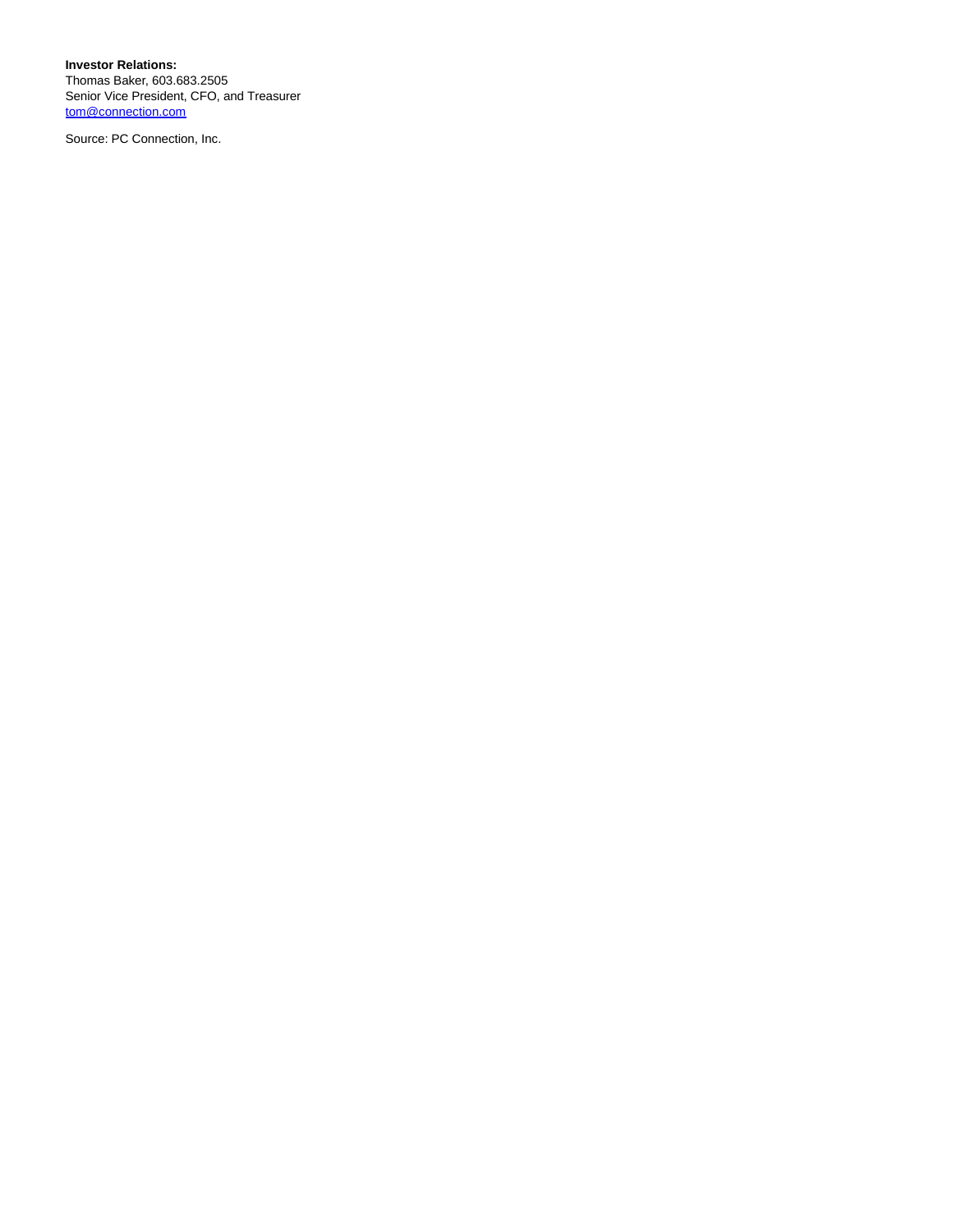**Investor Relations:**
Thomas Baker, 603.683.2505
Senior Vice President, CFO, and Treasurer
tom@connection.com

Source: PC Connection, Inc.